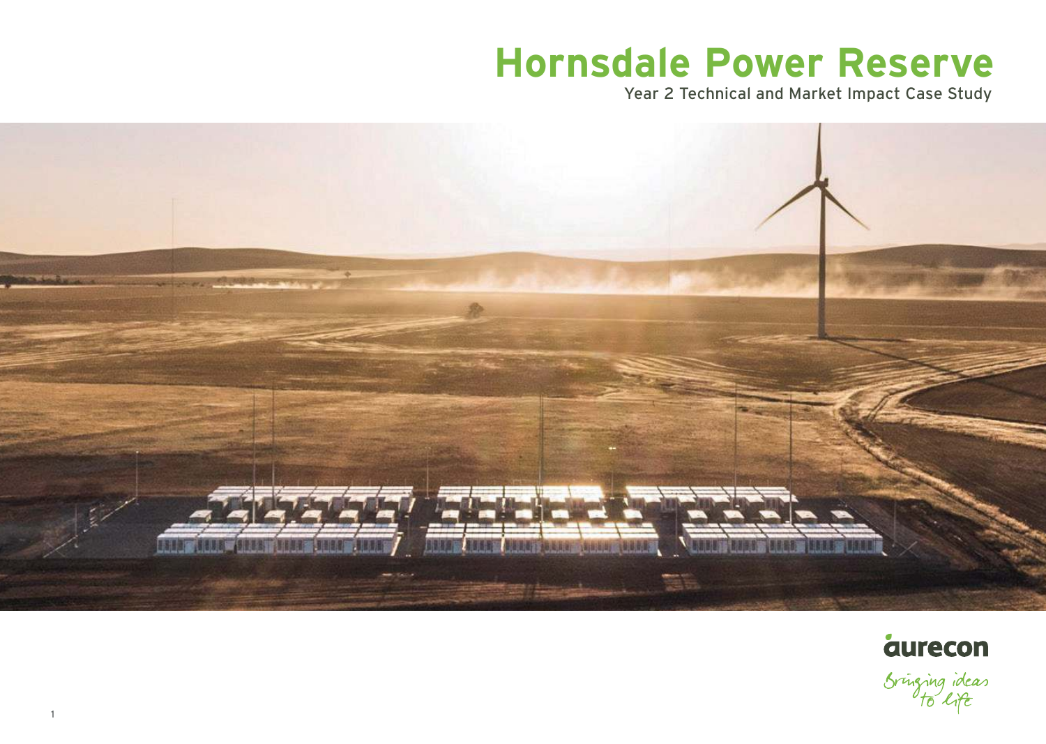# Hornsdale Power Reserve

Year 2 Technical and Market Impact Case Study

aurecon

Bringing ideas to life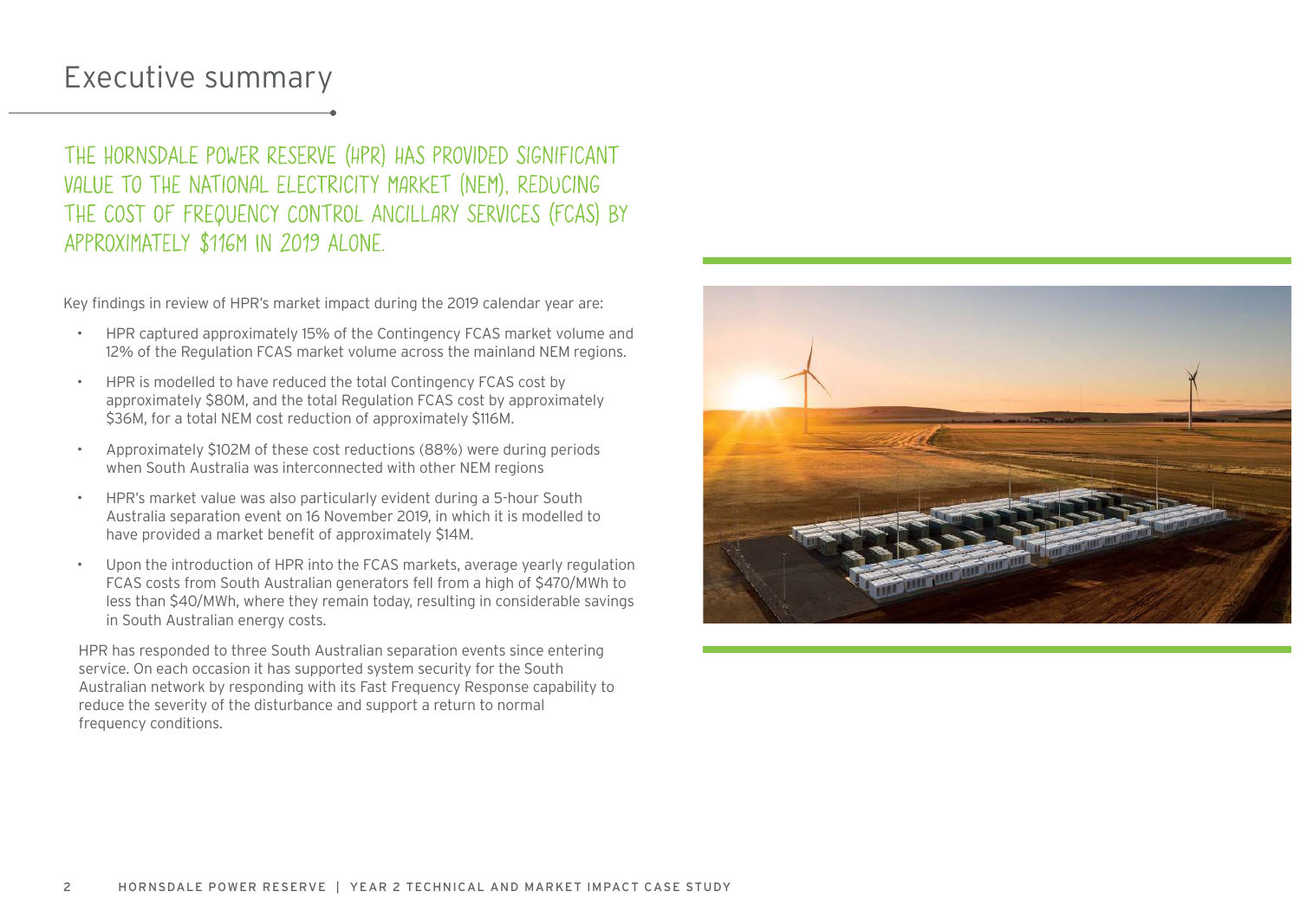# Executive summary

THE HORNSDALE POWER RESERVE (HPR) HAS PROVIDED SIGNIFICANT VALUE TO THE NATIONAL ELECTRICITY MARKET (NEM), REDUCING THE COST OF FREQUENCY CONTROL ANCILLARY SERVICES (FCAS) BY APPROXIMATELY $116M IN 2019 ALONE.

Key findings in review of HPR's market impact during the 2019 calendar year are:

- HPR captured approximately 15% of the Contingency FCAS market volume and 12% of the Regulation FCAS market volume across the mainland NEM regions.
- HPR is modelled to have reduced the total Contingency FCAS cost by approximately $80M, and the total Regulation FCAS cost by approximately $36M, for a total NEM cost reduction of approximately $116M.
- Approximately $102M of these cost reductions (88%) were during periods when South Australia was interconnected with other NEM regions
- HPR's market value was also particularly evident during a 5-hour South Australia separation event on 16 November 2019, in which it is modelled to have provided a market benefit of approximately $14M.
- Upon the introduction of HPR into the FCAS markets, average yearly regulation FCAS costs from South Australian generators fell from a high of $470/MWh to less than $40/MWh, where they remain today, resulting in considerable savings in South Australian energy costs.

HPR has responded to three South Australian separation events since entering service. On each occasion it has supported system security for the South Australian network by responding with its Fast Frequency Response capability to reduce the severity of the disturbance and support a return to normal frequency conditions.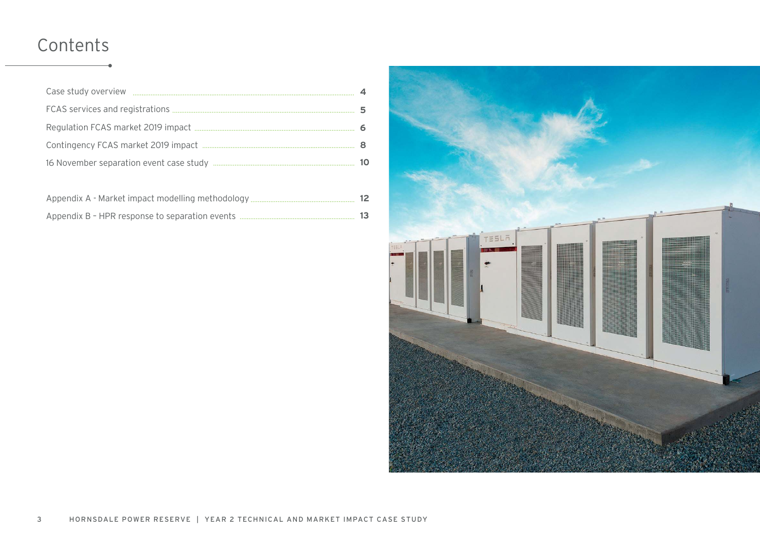# Contents

| | |
|---|---|
| Case study overview | **4** |
| FCAS services and registrations | **5** |
| Regulation FCAS market 2019 impact | **6** |
| Contingency FCAS market 2019 impact | **8** |
| 16 November separation event case study | **10** |
| | |
| Appendix A - Market impact modelling methodology | **12** |
| Appendix B – HPR response to separation events | **13** |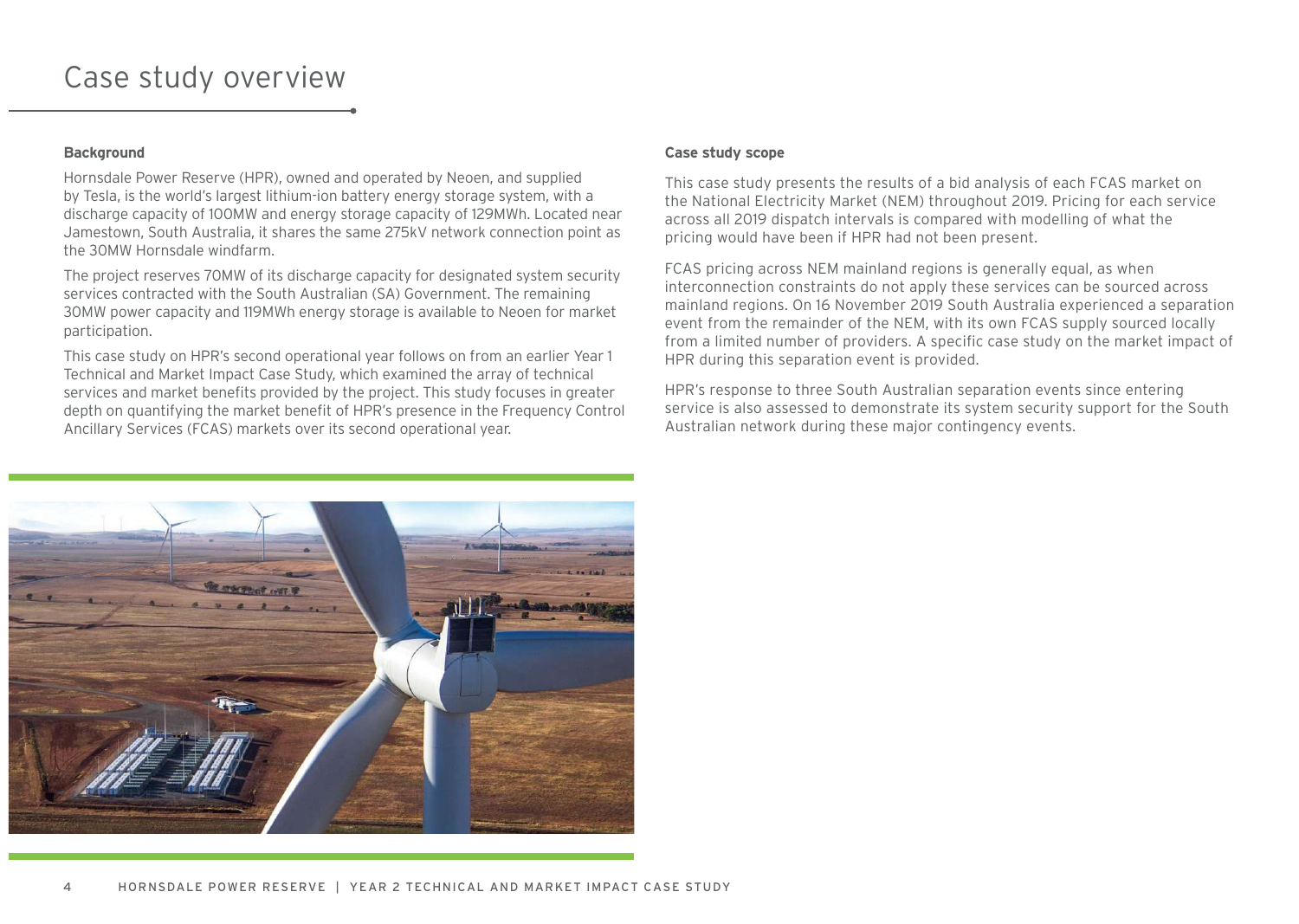# Case study overview

**Background**

Hornsdale Power Reserve (HPR), owned and operated by Neoen, and supplied by Tesla, is the world's largest lithium-ion battery energy storage system, with a discharge capacity of 100MW and energy storage capacity of 129MWh. Located near Jamestown, South Australia, it shares the same 275kV network connection point as the 30MW Hornsdale windfarm.

The project reserves 70MW of its discharge capacity for designated system security services contracted with the South Australian (SA) Government. The remaining 30MW power capacity and 119MWh energy storage is available to Neoen for market participation.

This case study on HPR's second operational year follows on from an earlier Year 1 Technical and Market Impact Case Study, which examined the array of technical services and market benefits provided by the project. This study focuses in greater depth on quantifying the market benefit of HPR's presence in the Frequency Control Ancillary Services (FCAS) markets over its second operational year.

**Case study scope**

This case study presents the results of a bid analysis of each FCAS market on the National Electricity Market (NEM) throughout 2019. Pricing for each service across all 2019 dispatch intervals is compared with modelling of what the pricing would have been if HPR had not been present.

FCAS pricing across NEM mainland regions is generally equal, as when interconnection constraints do not apply these services can be sourced across mainland regions. On 16 November 2019 South Australia experienced a separation event from the remainder of the NEM, with its own FCAS supply sourced locally from a limited number of providers. A specific case study on the market impact of HPR during this separation event is provided.

HPR's response to three South Australian separation events since entering service is also assessed to demonstrate its system security support for the South Australian network during these major contingency events.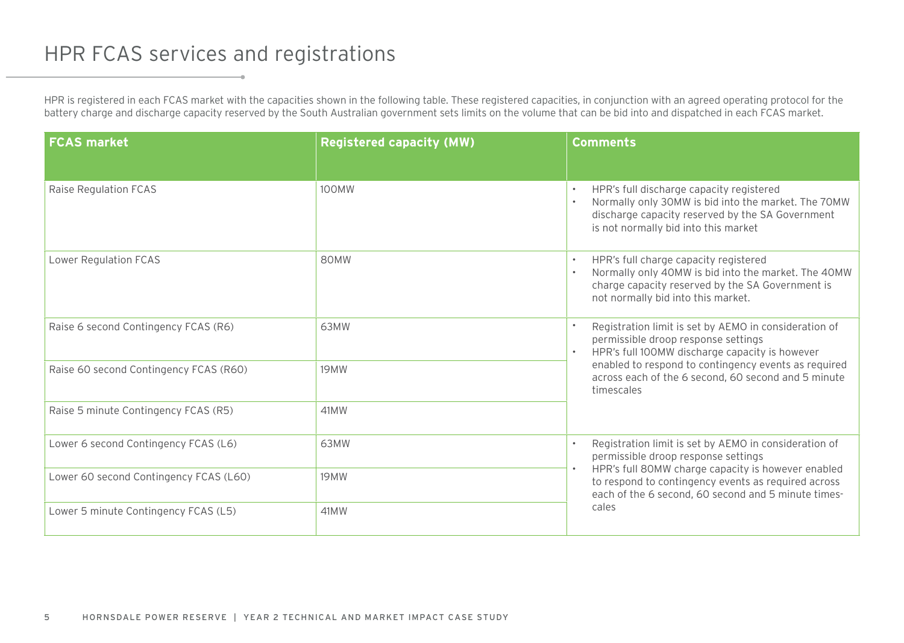# HPR FCAS services and registrations

HPR is registered in each FCAS market with the capacities shown in the following table. These registered capacities, in conjunction with an agreed operating protocol for the battery charge and discharge capacity reserved by the South Australian government sets limits on the volume that can be bid into and dispatched in each FCAS market.

| FCAS market | Registered capacity (MW) | Comments |
| --- | --- | --- |
| Raise Regulation FCAS | 100MW | • HPR's full discharge capacity registered<br>• Normally only 30MW is bid into the market. The 70MW discharge capacity reserved by the SA Government is not normally bid into this market |
| Lower Regulation FCAS | 80MW | • HPR's full charge capacity registered<br>• Normally only 40MW is bid into the market. The 40MW charge capacity reserved by the SA Government is not normally bid into this market. |
| Raise 6 second Contingency FCAS (R6) | 63MW | • Registration limit is set by AEMO in consideration of permissible droop response settings<br>• HPR's full 100MW discharge capacity is however enabled to respond to contingency events as required across each of the 6 second, 60 second and 5 minute timescales |
| Raise 60 second Contingency FCAS (R60) | 19MW | |
| Raise 5 minute Contingency FCAS (R5) | 41MW | |
| Lower 6 second Contingency FCAS (L6) | 63MW | • Registration limit is set by AEMO in consideration of permissible droop response settings<br>• HPR's full 80MW charge capacity is however enabled to respond to contingency events as required across each of the 6 second, 60 second and 5 minute timescales |
| Lower 60 second Contingency FCAS (L60) | 19MW | |
| Lower 5 minute Contingency FCAS (L5) | 41MW | |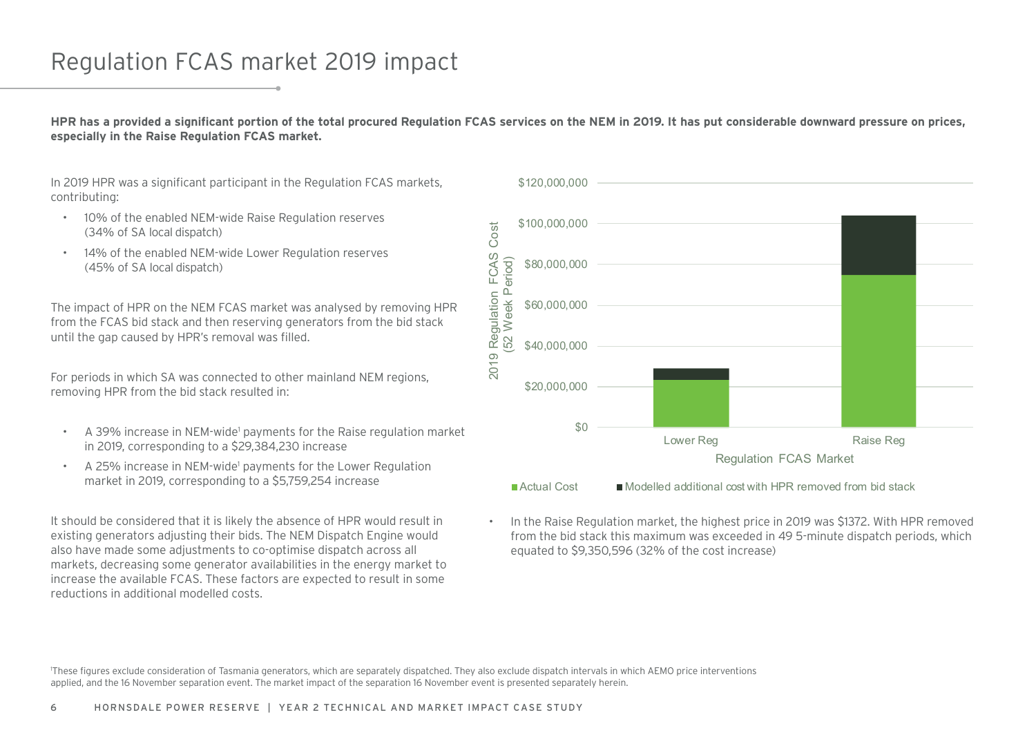# Regulation FCAS market 2019 impact

**HPR has a provided a significant portion of the total procured Regulation FCAS services on the NEM in 2019. It has put considerable downward pressure on prices, especially in the Raise Regulation FCAS market.**

In 2019 HPR was a significant participant in the Regulation FCAS markets, contributing:

- 10% of the enabled NEM-wide Raise Regulation reserves (34% of SA local dispatch)
- 14% of the enabled NEM-wide Lower Regulation reserves (45% of SA local dispatch)

The impact of HPR on the NEM FCAS market was analysed by removing HPR from the FCAS bid stack and then reserving generators from the bid stack until the gap caused by HPR's removal was filled.

For periods in which SA was connected to other mainland NEM regions, removing HPR from the bid stack resulted in:

- A 39% increase in NEM-wide[1] payments for the Raise regulation market in 2019, corresponding to a $29,384,230 increase
- A 25% increase in NEM-wide[1] payments for the Lower Regulation market in 2019, corresponding to a $5,759,254 increase

It should be considered that it is likely the absence of HPR would result in existing generators adjusting their bids. The NEM Dispatch Engine would also have made some adjustments to co-optimise dispatch across all markets, decreasing some generator availabilities in the energy market to increase the available FCAS. These factors are expected to result in some reductions in additional modelled costs.

- In the Raise Regulation market, the highest price in 2019 was $1372. With HPR removed from the bid stack this maximum was exceeded in 49 5-minute dispatch periods, which equated to $9,350,596 (32% of the cost increase)

[1]These figures exclude consideration of Tasmania generators, which are separately dispatched. They also exclude dispatch intervals in which AEMO price interventions applied, and the 16 November separation event. The market impact of the separation 16 November event is presented separately herein.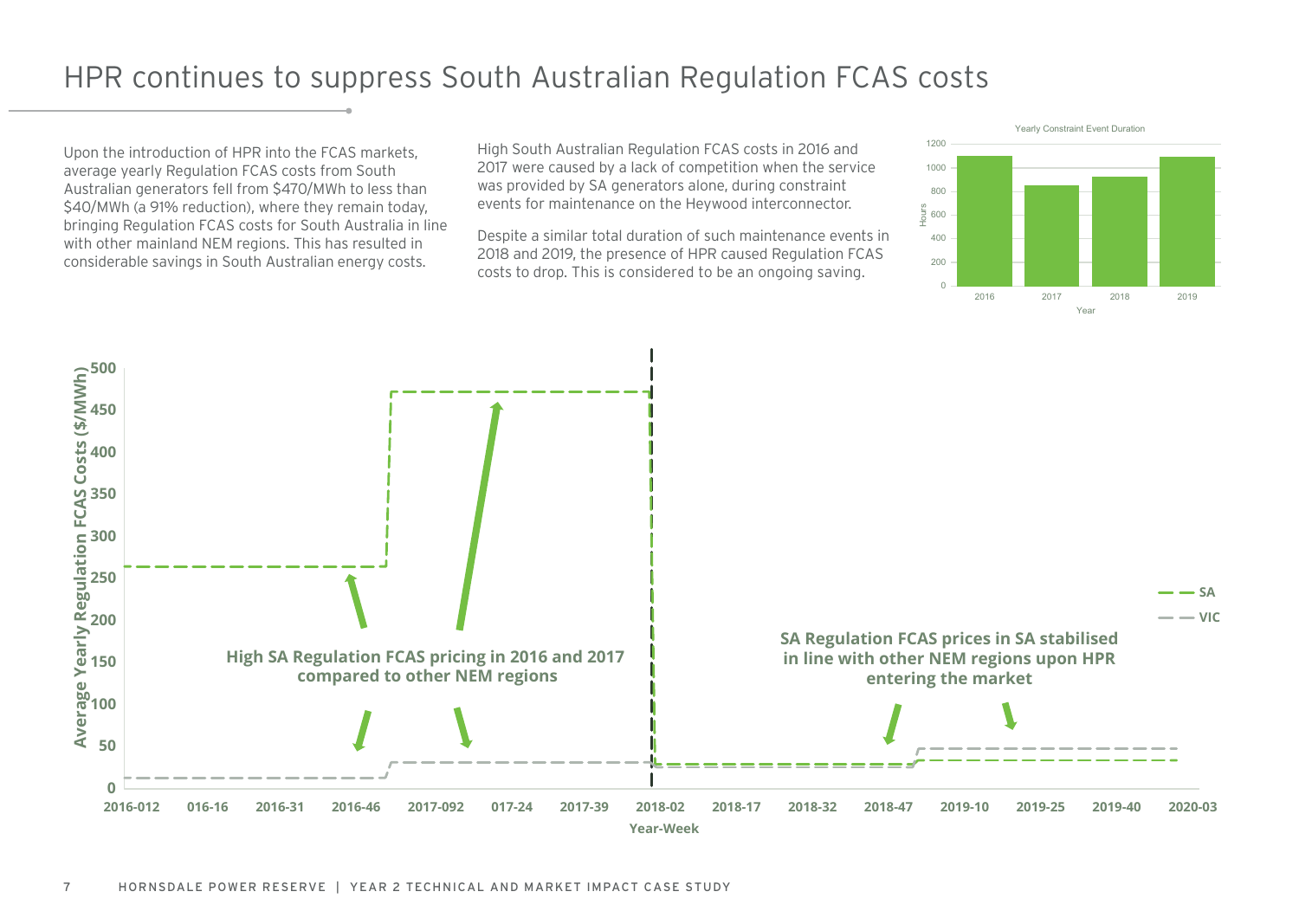# HPR continues to suppress South Australian Regulation FCAS costs

Upon the introduction of HPR into the FCAS markets, average yearly Regulation FCAS costs from South Australian generators fell from $470/MWh to less than $40/MWh (a 91% reduction), where they remain today, bringing Regulation FCAS costs for South Australia in line with other mainland NEM regions. This has resulted in considerable savings in South Australian energy costs.

High South Australian Regulation FCAS costs in 2016 and 2017 were caused by a lack of competition when the service was provided by SA generators alone, during constraint events for maintenance on the Heywood interconnector.

Despite a similar total duration of such maintenance events in 2018 and 2019, the presence of HPR caused Regulation FCAS costs to drop. This is considered to be an ongoing saving.

Yearly Constraint Event Duration

| Year | Hours |
| --- | --- |
| 2016 | ~1100 |
| 2017 | ~850 |
| 2018 | ~920 |
| 2019 | ~1090 |

Average Yearly Regulation FCAS Costs ($/MWh) by Year-Week

High SA Regulation FCAS pricing in 2016 and 2017 compared to other NEM regions

SA Regulation FCAS prices in SA stabilised in line with other NEM regions upon HPR entering the market

| Period | SA ($/MWh) | VIC ($/MWh) |
| --- | --- | --- |
| 2016-012 to 2016-50 | ~265 | ~12 |
| 2016-50 to 2018-02 | ~470 | ~30 |
| 2018-02 to 2018-50 | ~28 | ~25 |
| 2018-50 to 2020-03 | ~33 | ~47 |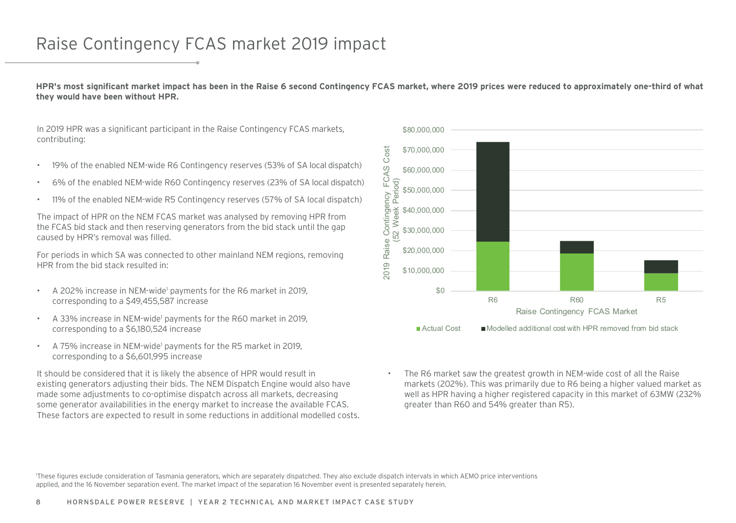# Raise Contingency FCAS market 2019 impact

**HPR's most significant market impact has been in the Raise 6 second Contingency FCAS market, where 2019 prices were reduced to approximately one-third of what they would have been without HPR.**

In 2019 HPR was a significant participant in the Raise Contingency FCAS markets, contributing:

- 19% of the enabled NEM-wide R6 Contingency reserves (53% of SA local dispatch)
- 6% of the enabled NEM-wide R60 Contingency reserves (23% of SA local dispatch)
- 11% of the enabled NEM-wide R5 Contingency reserves (57% of SA local dispatch)

The impact of HPR on the NEM FCAS market was analysed by removing HPR from the FCAS bid stack and then reserving generators from the bid stack until the gap caused by HPR's removal was filled.

For periods in which SA was connected to other mainland NEM regions, removing HPR from the bid stack resulted in:

- A 202% increase in NEM-wide[1] payments for the R6 market in 2019, corresponding to a $49,455,587 increase
- A 33% increase in NEM-wide[1] payments for the R60 market in 2019, corresponding to a $6,180,524 increase
- A 75% increase in NEM-wide[1] payments for the R5 market in 2019, corresponding to a $6,601,995 increase

It should be considered that it is likely the absence of HPR would result in existing generators adjusting their bids. The NEM Dispatch Engine would also have made some adjustments to co-optimise dispatch across all markets, decreasing some generator availabilities in the energy market to increase the available FCAS. These factors are expected to result in some reductions in additional modelled costs.

- The R6 market saw the greatest growth in NEM-wide cost of all the Raise markets (202%). This was primarily due to R6 being a higher valued market as well as HPR having a higher registered capacity in this market of 63MW (232% greater than R60 and 54% greater than R5).

[1]These figures exclude consideration of Tasmania generators, which are separately dispatched. They also exclude dispatch intervals in which AEMO price interventions applied, and the 16 November separation event. The market impact of the separation 16 November event is presented separately herein.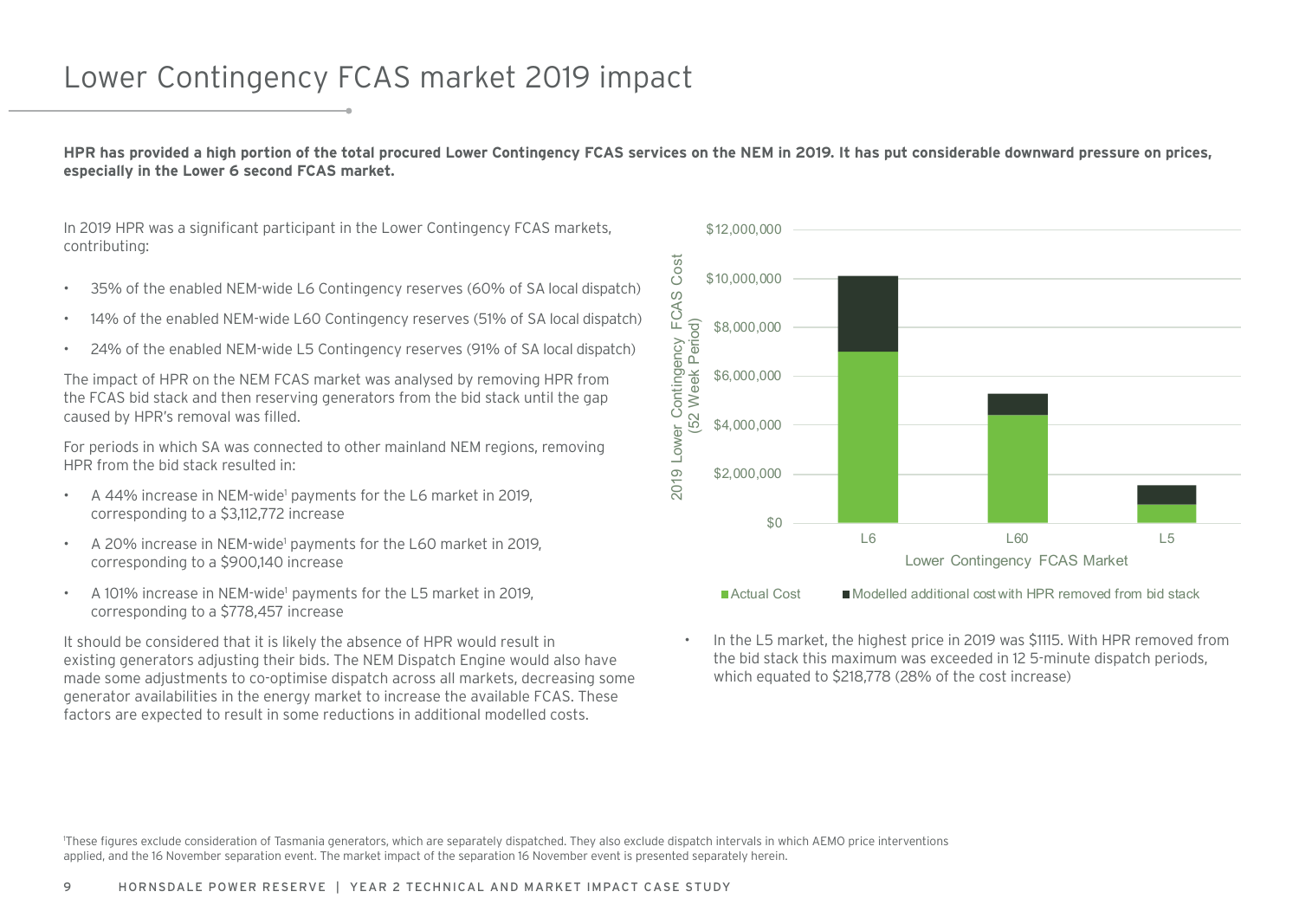# Lower Contingency FCAS market 2019 impact

**HPR has provided a high portion of the total procured Lower Contingency FCAS services on the NEM in 2019. It has put considerable downward pressure on prices, especially in the Lower 6 second FCAS market.**

In 2019 HPR was a significant participant in the Lower Contingency FCAS markets, contributing:

- 35% of the enabled NEM-wide L6 Contingency reserves (60% of SA local dispatch)
- 14% of the enabled NEM-wide L60 Contingency reserves (51% of SA local dispatch)
- 24% of the enabled NEM-wide L5 Contingency reserves (91% of SA local dispatch)

The impact of HPR on the NEM FCAS market was analysed by removing HPR from the FCAS bid stack and then reserving generators from the bid stack until the gap caused by HPR's removal was filled.

For periods in which SA was connected to other mainland NEM regions, removing HPR from the bid stack resulted in:

- A 44% increase in NEM-wide[1] payments for the L6 market in 2019, corresponding to a $3,112,772 increase
- A 20% increase in NEM-wide[1] payments for the L60 market in 2019, corresponding to a $900,140 increase
- A 101% increase in NEM-wide[1] payments for the L5 market in 2019, corresponding to a $778,457 increase

It should be considered that it is likely the absence of HPR would result in existing generators adjusting their bids. The NEM Dispatch Engine would also have made some adjustments to co-optimise dispatch across all markets, decreasing some generator availabilities in the energy market to increase the available FCAS. These factors are expected to result in some reductions in additional modelled costs.

2019 Lower Contingency FCAS Cost (52 Week Period)

$12,000,000
$10,000,000
$8,000,000
$6,000,000
$4,000,000
$2,000,000
$0

L6 L60 L5

Lower Contingency FCAS Market

■ Actual Cost ■ Modelled additional cost with HPR removed from bid stack

- In the L5 market, the highest price in 2019 was $1115. With HPR removed from the bid stack this maximum was exceeded in 12 5-minute dispatch periods, which equated to $218,778 (28% of the cost increase)

[1]These figures exclude consideration of Tasmania generators, which are separately dispatched. They also exclude dispatch intervals in which AEMO price interventions applied, and the 16 November separation event. The market impact of the separation 16 November event is presented separately herein.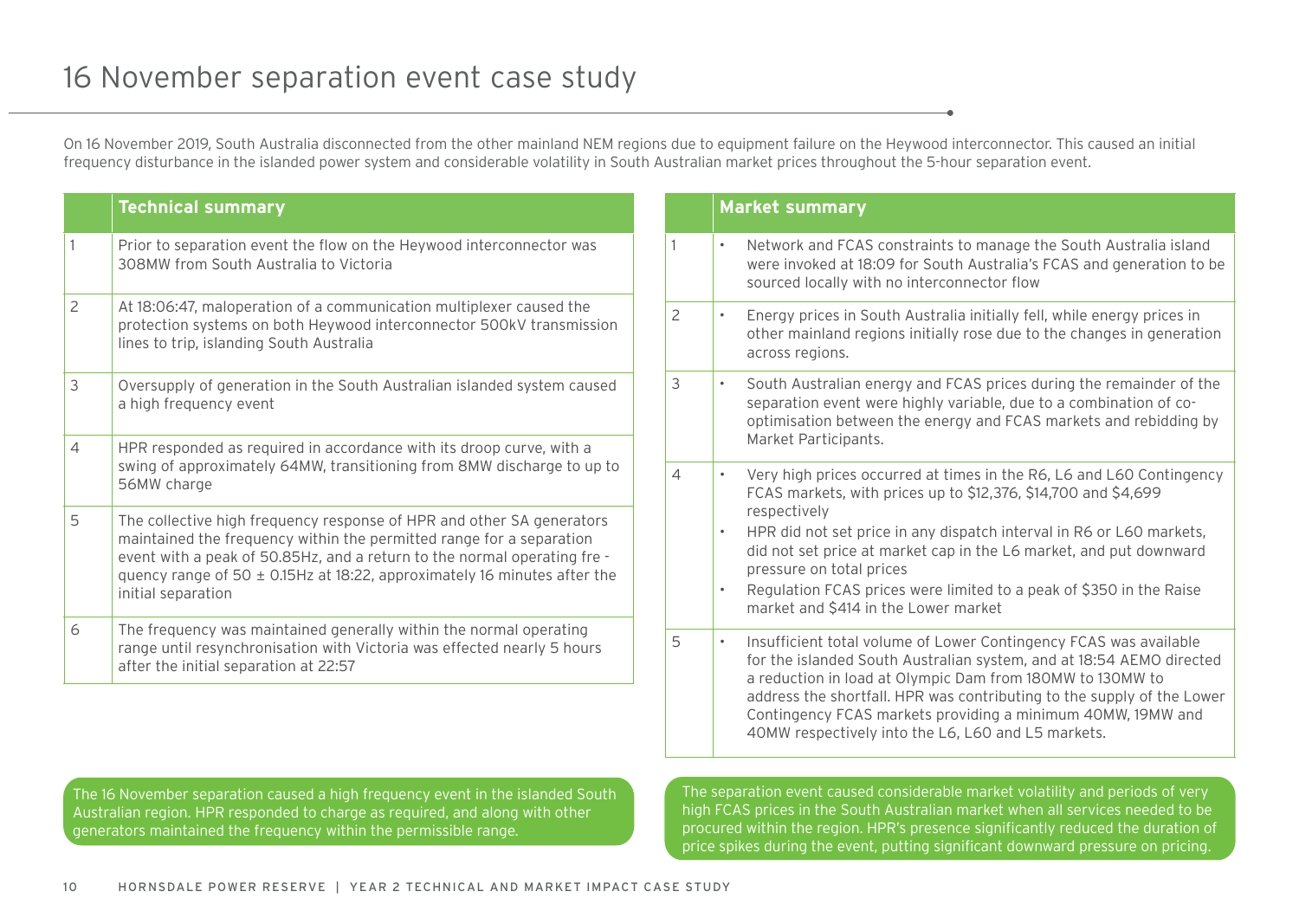# 16 November separation event case study

On 16 November 2019, South Australia disconnected from the other mainland NEM regions due to equipment failure on the Heywood interconnector. This caused an initial frequency disturbance in the islanded power system and considerable volatility in South Australian market prices throughout the 5-hour separation event.

| | Technical summary |
|---|---|
| 1 | Prior to separation event the flow on the Heywood interconnector was 308MW from South Australia to Victoria |
| 2 | At 18:06:47, maloperation of a communication multiplexer caused the protection systems on both Heywood interconnector 500kV transmission lines to trip, islanding South Australia |
| 3 | Oversupply of generation in the South Australian islanded system caused a high frequency event |
| 4 | HPR responded as required in accordance with its droop curve, with a swing of approximately 64MW, transitioning from 8MW discharge to up to 56MW charge |
| 5 | The collective high frequency response of HPR and other SA generators maintained the frequency within the permitted range for a separation event with a peak of 50.85Hz, and a return to the normal operating frequency range of 50 ± 0.15Hz at 18:22, approximately 16 minutes after the initial separation |
| 6 | The frequency was maintained generally within the normal operating range until resynchronisation with Victoria was effected nearly 5 hours after the initial separation at 22:57 |

The 16 November separation caused a high frequency event in the islanded South Australian region. HPR responded to charge as required, and along with other generators maintained the frequency within the permissible range.

| | Market summary |
|---|---|
| 1 | • Network and FCAS constraints to manage the South Australia island were invoked at 18:09 for South Australia's FCAS and generation to be sourced locally with no interconnector flow |
| 2 | • Energy prices in South Australia initially fell, while energy prices in other mainland regions initially rose due to the changes in generation across regions. |
| 3 | • South Australian energy and FCAS prices during the remainder of the separation event were highly variable, due to a combination of co-optimisation between the energy and FCAS markets and rebidding by Market Participants. |
| 4 | • Very high prices occurred at times in the R6, L6 and L60 Contingency FCAS markets, with prices up to $12,376, $14,700 and $4,699 respectively<br>• HPR did not set price in any dispatch interval in R6 or L60 markets, did not set price at market cap in the L6 market, and put downward pressure on total prices<br>• Regulation FCAS prices were limited to a peak of $350 in the Raise market and $414 in the Lower market |
| 5 | • Insufficient total volume of Lower Contingency FCAS was available for the islanded South Australian system, and at 18:54 AEMO directed a reduction in load at Olympic Dam from 180MW to 130MW to address the shortfall. HPR was contributing to the supply of the Lower Contingency FCAS markets providing a minimum 40MW, 19MW and 40MW respectively into the L6, L60 and L5 markets. |

The separation event caused considerable market volatility and periods of very high FCAS prices in the South Australian market when all services needed to be procured within the region. HPR's presence significantly reduced the duration of price spikes during the event, putting significant downward pressure on pricing.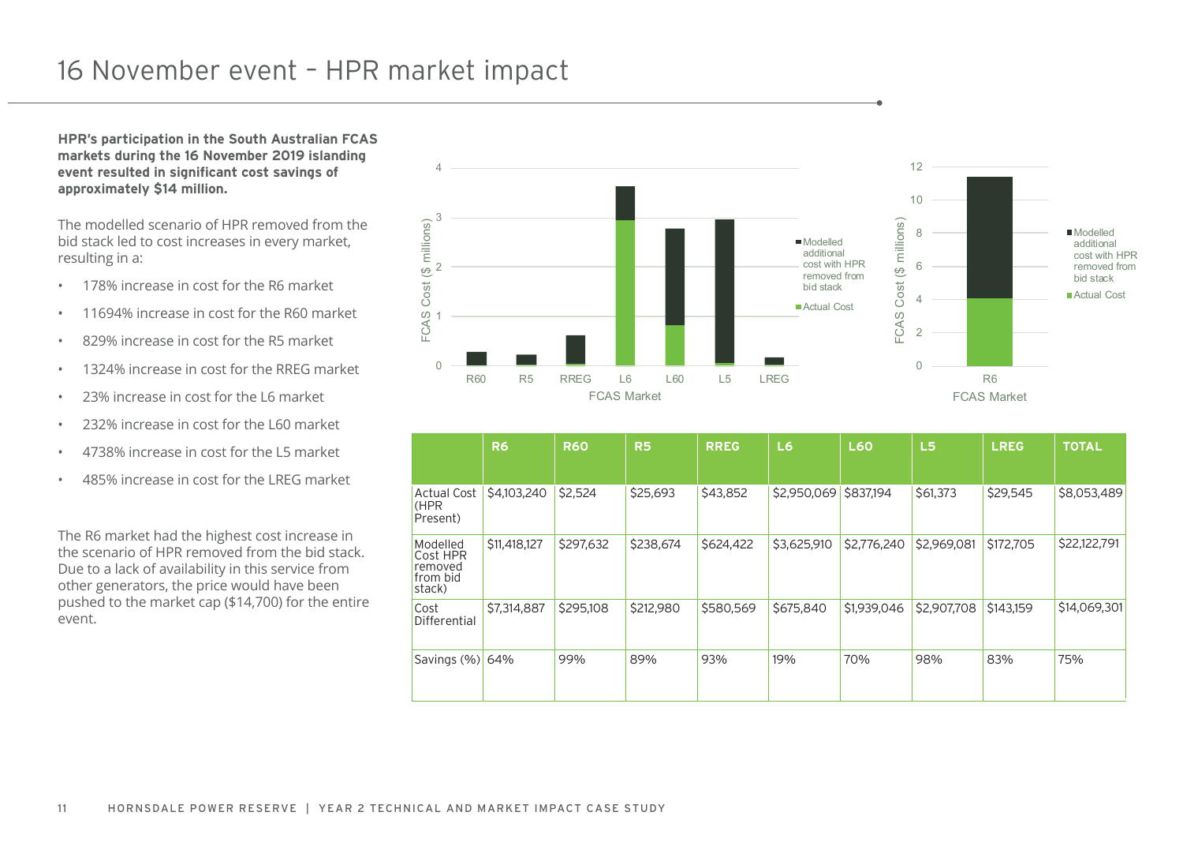# 16 November event – HPR market impact

**HPR's participation in the South Australian FCAS markets during the 16 November 2019 islanding event resulted in significant cost savings of approximately $14 million.**

The modelled scenario of HPR removed from the bid stack led to cost increases in every market, resulting in a:

- 178% increase in cost for the R6 market
- 11694% increase in cost for the R60 market
- 829% increase in cost for the R5 market
- 1324% increase in cost for the RREG market
- 23% increase in cost for the L6 market
- 232% increase in cost for the L60 market
- 4738% increase in cost for the L5 market
- 485% increase in cost for the LREG market

The R6 market had the highest cost increase in the scenario of HPR removed from the bid stack. Due to a lack of availability in this service from other generators, the price would have been pushed to the market cap ($14,700) for the entire event.

| | R6 | R60 | R5 | RREG | L6 | L60 | L5 | LREG | TOTAL |
|---|---|---|---|---|---|---|---|---|---|
| Actual Cost (HPR Present) | $4,103,240 | $2,524 | $25,693 | $43,852 | $2,950,069 | $837,194 | $61,373 | $29,545 | $8,053,489 |
| Modelled Cost HPR removed from bid stack) | $11,418,127 | $297,632 | $238,674 | $624,422 | $3,625,910 | $2,776,240 | $2,969,081 | $172,705 | $22,122,791 |
| Cost Differential | $7,314,887 | $295,108 | $212,980 | $580,569 | $675,840 | $1,939,046 | $2,907,708 | $143,159 | $14,069,301 |
| Savings (%) | 64% | 99% | 89% | 93% | 19% | 70% | 98% | 83% | 75% |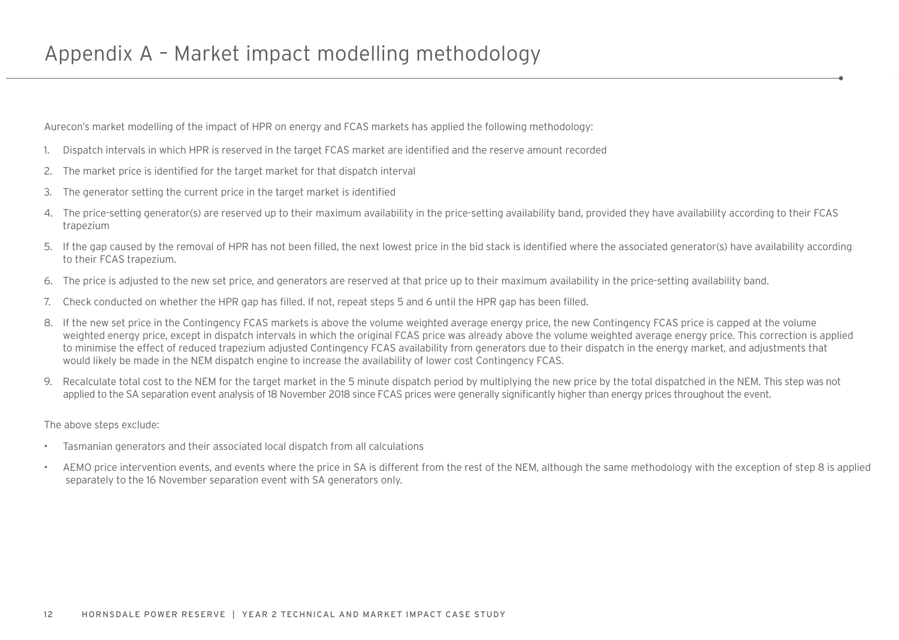# Appendix A – Market impact modelling methodology

Aurecon's market modelling of the impact of HPR on energy and FCAS markets has applied the following methodology:

1. Dispatch intervals in which HPR is reserved in the target FCAS market are identified and the reserve amount recorded
2. The market price is identified for the target market for that dispatch interval
3. The generator setting the current price in the target market is identified
4. The price-setting generator(s) are reserved up to their maximum availability in the price-setting availability band, provided they have availability according to their FCAS trapezium
5. If the gap caused by the removal of HPR has not been filled, the next lowest price in the bid stack is identified where the associated generator(s) have availability according to their FCAS trapezium.
6. The price is adjusted to the new set price, and generators are reserved at that price up to their maximum availability in the price-setting availability band.
7. Check conducted on whether the HPR gap has filled. If not, repeat steps 5 and 6 until the HPR gap has been filled.
8. If the new set price in the Contingency FCAS markets is above the volume weighted average energy price, the new Contingency FCAS price is capped at the volume weighted energy price, except in dispatch intervals in which the original FCAS price was already above the volume weighted average energy price. This correction is applied to minimise the effect of reduced trapezium adjusted Contingency FCAS availability from generators due to their dispatch in the energy market, and adjustments that would likely be made in the NEM dispatch engine to increase the availability of lower cost Contingency FCAS.
9. Recalculate total cost to the NEM for the target market in the 5 minute dispatch period by multiplying the new price by the total dispatched in the NEM. This step was not applied to the SA separation event analysis of 18 November 2018 since FCAS prices were generally significantly higher than energy prices throughout the event.

The above steps exclude:

- Tasmanian generators and their associated local dispatch from all calculations
- AEMO price intervention events, and events where the price in SA is different from the rest of the NEM, although the same methodology with the exception of step 8 is applied separately to the 16 November separation event with SA generators only.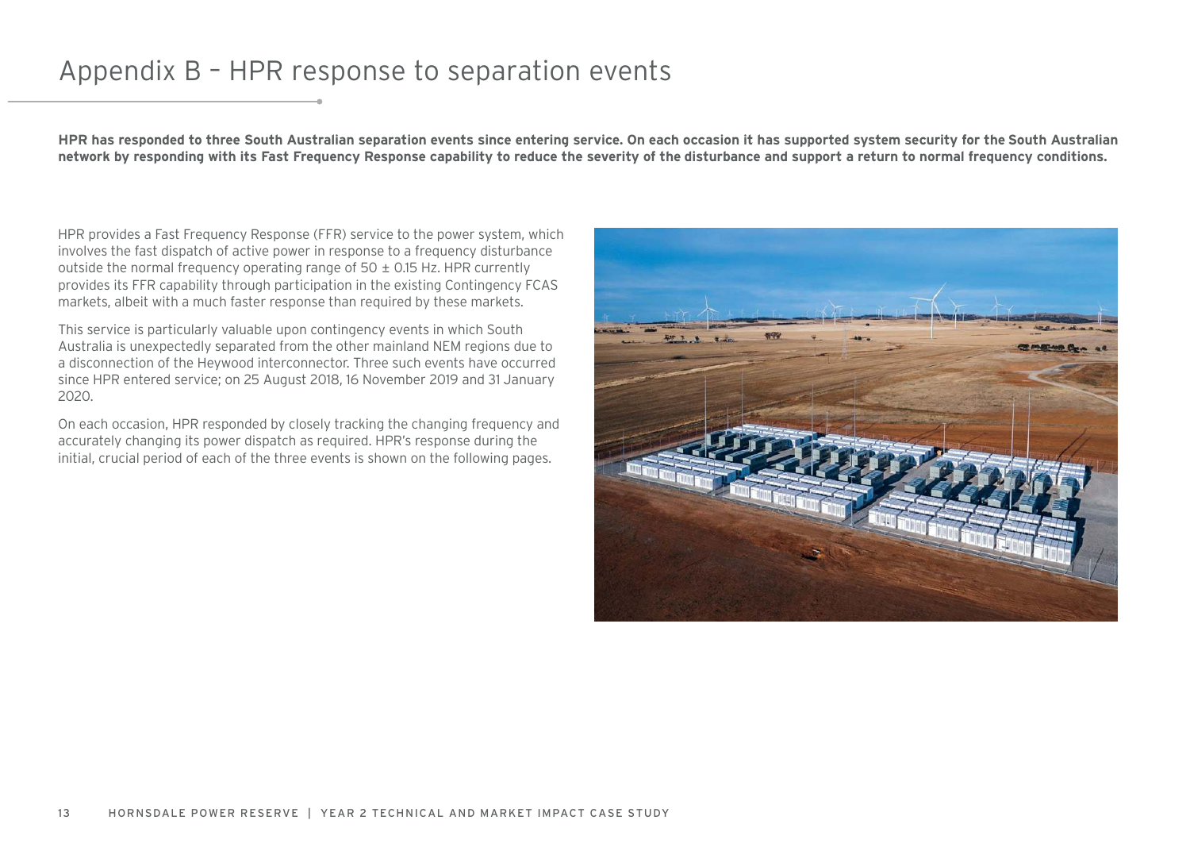# Appendix B – HPR response to separation events

**HPR has responded to three South Australian separation events since entering service. On each occasion it has supported system security for the South Australian network by responding with its Fast Frequency Response capability to reduce the severity of the disturbance and support a return to normal frequency conditions.**

HPR provides a Fast Frequency Response (FFR) service to the power system, which involves the fast dispatch of active power in response to a frequency disturbance outside the normal frequency operating range of 50 ± 0.15 Hz. HPR currently provides its FFR capability through participation in the existing Contingency FCAS markets, albeit with a much faster response than required by these markets.

This service is particularly valuable upon contingency events in which South Australia is unexpectedly separated from the other mainland NEM regions due to a disconnection of the Heywood interconnector. Three such events have occurred since HPR entered service; on 25 August 2018, 16 November 2019 and 31 January 2020.

On each occasion, HPR responded by closely tracking the changing frequency and accurately changing its power dispatch as required. HPR's response during the initial, crucial period of each of the three events is shown on the following pages.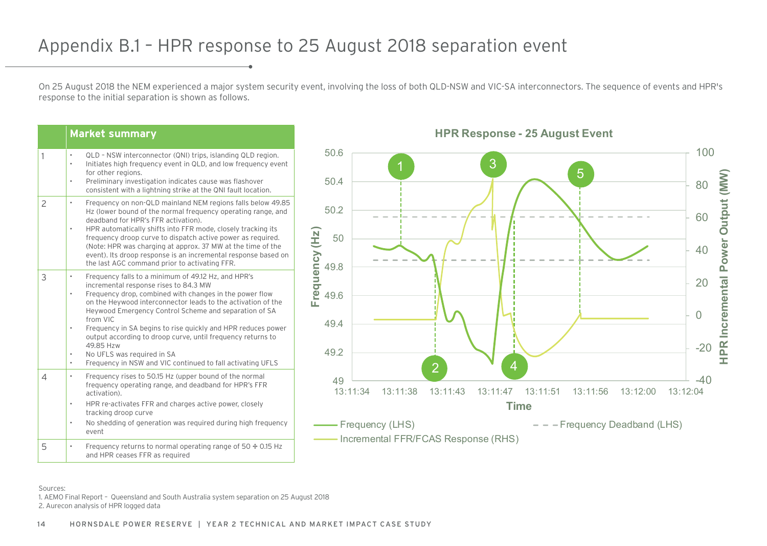# Appendix B.1 – HPR response to 25 August 2018 separation event

On 25 August 2018 the NEM experienced a major system security event, involving the loss of both QLD-NSW and VIC-SA interconnectors. The sequence of events and HPR's response to the initial separation is shown as follows.

| | Market summary |
|---|---|
| 1 | • QLD – NSW interconnector (QNI) trips, islanding QLD region.<br>• Initiates high frequency event in QLD, and low frequency event for other regions.<br>• Preliminary investigation indicates cause was flashover consistent with a lightning strike at the QNI fault location. |
| 2 | • Frequency on non-QLD mainland NEM regions falls below 49.85 Hz (lower bound of the normal frequency operating range, and deadband for HPR's FFR activation).<br>• HPR automatically shifts into FFR mode, closely tracking its frequency droop curve to dispatch active power as required. (Note: HPR was charging at approx. 37 MW at the time of the event). Its droop response is an incremental response based on the last AGC command prior to activating FFR. |
| 3 | • Frequency falls to a minimum of 49.12 Hz, and HPR's incremental response rises to 84.3 MW<br>• Frequency drop, combined with changes in the power flow on the Heywood interconnector leads to the activation of the Heywood Emergency Control Scheme and separation of SA from VIC<br>• Frequency in SA begins to rise quickly and HPR reduces power output according to droop curve, until frequency returns to 49.85 Hzw<br>• No UFLS was required in SA<br>• Frequency in NSW and VIC continued to fall activating UFLS |
| 4 | • Frequency rises to 50.15 Hz (upper bound of the normal frequency operating range, and deadband for HPR's FFR activation).<br>• HPR re-activates FFR and charges active power, closely tracking droop curve<br>• No shedding of generation was required during high frequency event |
| 5 | • Frequency returns to normal operating range of 50 ± 0.15 Hz and HPR ceases FFR as required |

**HPR Response - 25 August Event**

Sources:
1. AEMO Final Report – Queensland and South Australia system separation on 25 August 2018
2. Aurecon analysis of HPR logged data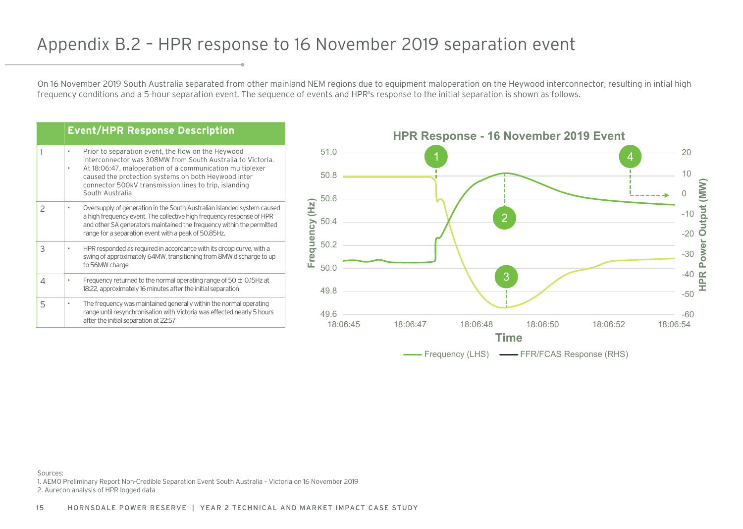# Appendix B.2 – HPR response to 16 November 2019 separation event

On 16 November 2019 South Australia separated from other mainland NEM regions due to equipment maloperation on the Heywood interconnector, resulting in intial high frequency conditions and a 5-hour separation event. The sequence of events and HPR's response to the initial separation is shown as follows.

| | Event/HPR Response Description |
|---|---|
| 1 | • Prior to separation event, the flow on the Heywood interconnector was 308MW from South Australia to Victoria.<br>• At 18:06:47, maloperation of a communication multiplexer caused the protection systems on both Heywood inter connector 500kV transmission lines to trip, islanding South Australia |
| 2 | • Oversupply of generation in the South Australian islanded system caused a high frequency event. The collective high frequency response of HPR and other SA generators maintained the frequency within the permitted range for a separation event with a peak of 50.85Hz. |
| 3 | • HPR responded as required in accordance with its droop curve, with a swing of approximately 64MW, transitioning from 8MW discharge to up to 56MW charge |
| 4 | • Frequency returned to the normal operating range of 50 ± 0.15Hz at 18:22, approximately 16 minutes after the initial separation |
| 5 | • The frequency was maintained generally within the normal operating range until resynchronisation with Victoria was effected nearly 5 hours after the initial separation at 22:57 |

**HPR Response - 16 November 2019 Event**

[Chart: Frequency (Hz) on left axis (49.6–51.0) and HPR Power Output (MW) on right axis (-60–20) vs Time (18:06:45–18:06:54). Markers 1–4. Legend: Frequency (LHS), FFR/FCAS Response (RHS)]

Sources:
1. AEMO Preliminary Report Non-Credible Separation Event South Australia – Victoria on 16 November 2019
2. Aurecon analysis of HPR logged data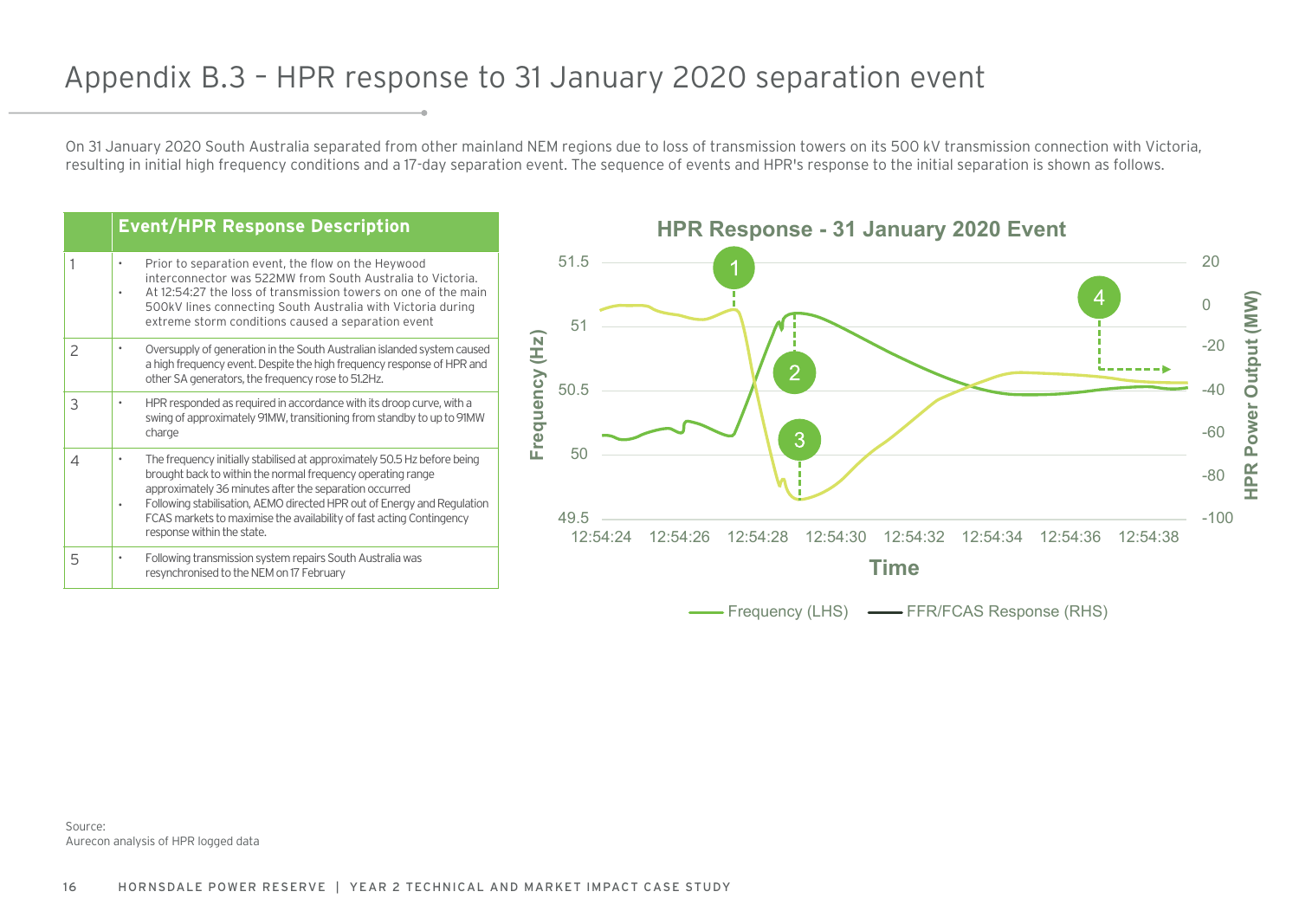# Appendix B.3 – HPR response to 31 January 2020 separation event

On 31 January 2020 South Australia separated from other mainland NEM regions due to loss of transmission towers on its 500 kV transmission connection with Victoria, resulting in initial high frequency conditions and a 17-day separation event. The sequence of events and HPR's response to the initial separation is shown as follows.

| | Event/HPR Response Description |
|---|---|
| 1 | • Prior to separation event, the flow on the Heywood interconnector was 522MW from South Australia to Victoria.<br>• At 12:54:27 the loss of transmission towers on one of the main 500kV lines connecting South Australia with Victoria during extreme storm conditions caused a separation event |
| 2 | • Oversupply of generation in the South Australian islanded system caused a high frequency event. Despite the high frequency response of HPR and other SA generators, the frequency rose to 51.2Hz. |
| 3 | • HPR responded as required in accordance with its droop curve, with a swing of approximately 91MW, transitioning from standby to up to 91MW charge |
| 4 | • The frequency initially stabilised at approximately 50.5 Hz before being brought back to within the normal frequency operating range approximately 36 minutes after the separation occurred<br>• Following stabilisation, AEMO directed HPR out of Energy and Regulation FCAS markets to maximise the availability of fast acting Contingency response within the state. |
| 5 | • Following transmission system repairs South Australia was resynchronised to the NEM on 17 February |

HPR Response - 31 January 2020 Event

Frequency (Hz): 51.5, 51, 50.5, 50, 49.5

HPR Power Output (MW): 20, 0, -20, -40, -60, -80, -100

Time: 12:54:24, 12:54:26, 12:54:28, 12:54:30, 12:54:32, 12:54:34, 12:54:36, 12:54:38

1, 2, 3, 4

Frequency (LHS) — FFR/FCAS Response (RHS)

Source:
Aurecon analysis of HPR logged data